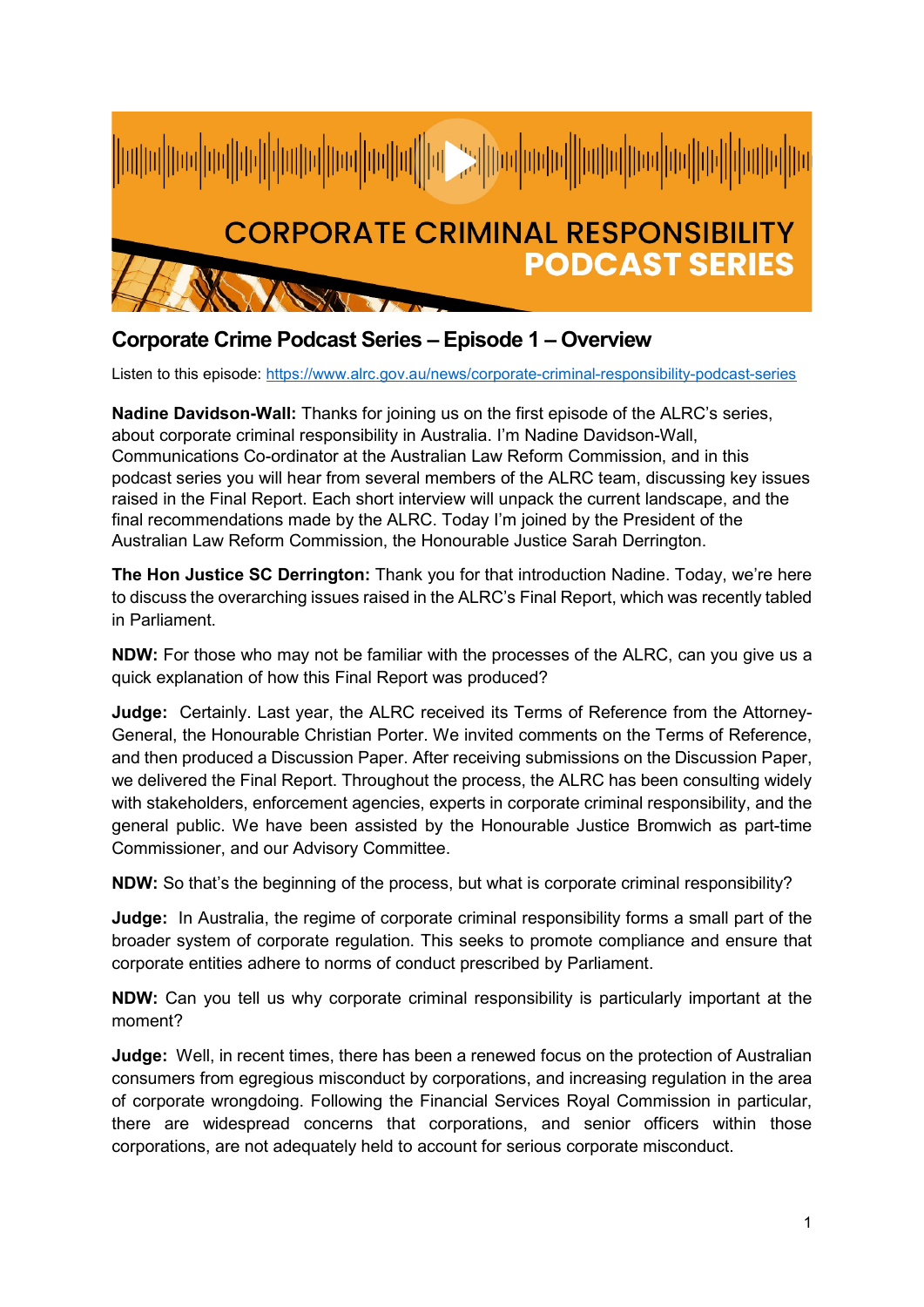CORRUPTION_PLACEHOLDER

CORPORATE CRIMINAL RESPONSIBILITY
PODCAST SERIES

## Corporate Crime Podcast Series – Episode 1 – Overview

Listen to this episode: https://www.alrc.gov.au/news/corporate-criminal-responsibility-podcast-series

**Nadine Davidson-Wall:** Thanks for joining us on the first episode of the ALRC's series, about corporate criminal responsibility in Australia. I'm Nadine Davidson-Wall, Communications Co-ordinator at the Australian Law Reform Commission, and in this podcast series you will hear from several members of the ALRC team, discussing key issues raised in the Final Report. Each short interview will unpack the current landscape, and the final recommendations made by the ALRC. Today I'm joined by the President of the Australian Law Reform Commission, the Honourable Justice Sarah Derrington.

**The Hon Justice SC Derrington:** Thank you for that introduction Nadine. Today, we're here to discuss the overarching issues raised in the ALRC's Final Report, which was recently tabled in Parliament.

**NDW:** For those who may not be familiar with the processes of the ALRC, can you give us a quick explanation of how this Final Report was produced?

**Judge:** Certainly. Last year, the ALRC received its Terms of Reference from the Attorney-General, the Honourable Christian Porter. We invited comments on the Terms of Reference, and then produced a Discussion Paper. After receiving submissions on the Discussion Paper, we delivered the Final Report. Throughout the process, the ALRC has been consulting widely with stakeholders, enforcement agencies, experts in corporate criminal responsibility, and the general public. We have been assisted by the Honourable Justice Bromwich as part-time Commissioner, and our Advisory Committee.

**NDW:** So that's the beginning of the process, but what is corporate criminal responsibility?

**Judge:** In Australia, the regime of corporate criminal responsibility forms a small part of the broader system of corporate regulation. This seeks to promote compliance and ensure that corporate entities adhere to norms of conduct prescribed by Parliament.

**NDW:** Can you tell us why corporate criminal responsibility is particularly important at the moment?

**Judge:** Well, in recent times, there has been a renewed focus on the protection of Australian consumers from egregious misconduct by corporations, and increasing regulation in the area of corporate wrongdoing. Following the Financial Services Royal Commission in particular, there are widespread concerns that corporations, and senior officers within those corporations, are not adequately held to account for serious corporate misconduct.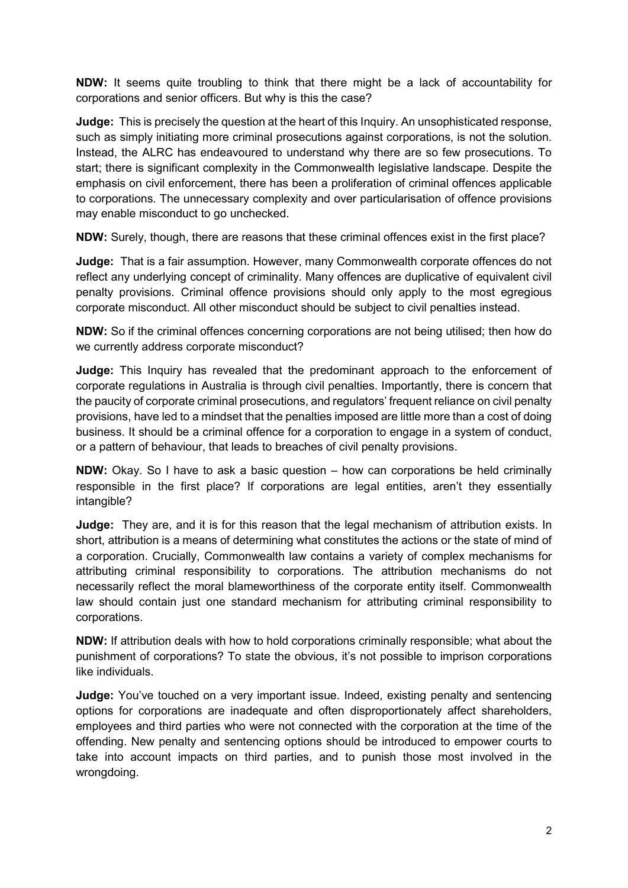**NDW:** It seems quite troubling to think that there might be a lack of accountability for corporations and senior officers. But why is this the case?

**Judge:** This is precisely the question at the heart of this Inquiry. An unsophisticated response, such as simply initiating more criminal prosecutions against corporations, is not the solution. Instead, the ALRC has endeavoured to understand why there are so few prosecutions. To start; there is significant complexity in the Commonwealth legislative landscape. Despite the emphasis on civil enforcement, there has been a proliferation of criminal offences applicable to corporations. The unnecessary complexity and over particularisation of offence provisions may enable misconduct to go unchecked.

**NDW:** Surely, though, there are reasons that these criminal offences exist in the first place?

**Judge:** That is a fair assumption. However, many Commonwealth corporate offences do not reflect any underlying concept of criminality. Many offences are duplicative of equivalent civil penalty provisions. Criminal offence provisions should only apply to the most egregious corporate misconduct. All other misconduct should be subject to civil penalties instead.

**NDW:** So if the criminal offences concerning corporations are not being utilised; then how do we currently address corporate misconduct?

**Judge:** This Inquiry has revealed that the predominant approach to the enforcement of corporate regulations in Australia is through civil penalties. Importantly, there is concern that the paucity of corporate criminal prosecutions, and regulators' frequent reliance on civil penalty provisions, have led to a mindset that the penalties imposed are little more than a cost of doing business. It should be a criminal offence for a corporation to engage in a system of conduct, or a pattern of behaviour, that leads to breaches of civil penalty provisions.

**NDW:** Okay. So I have to ask a basic question – how can corporations be held criminally responsible in the first place? If corporations are legal entities, aren't they essentially intangible?

**Judge:** They are, and it is for this reason that the legal mechanism of attribution exists. In short, attribution is a means of determining what constitutes the actions or the state of mind of a corporation. Crucially, Commonwealth law contains a variety of complex mechanisms for attributing criminal responsibility to corporations. The attribution mechanisms do not necessarily reflect the moral blameworthiness of the corporate entity itself. Commonwealth law should contain just one standard mechanism for attributing criminal responsibility to corporations.

**NDW:** If attribution deals with how to hold corporations criminally responsible; what about the punishment of corporations? To state the obvious, it's not possible to imprison corporations like individuals.

**Judge:** You've touched on a very important issue. Indeed, existing penalty and sentencing options for corporations are inadequate and often disproportionately affect shareholders, employees and third parties who were not connected with the corporation at the time of the offending. New penalty and sentencing options should be introduced to empower courts to take into account impacts on third parties, and to punish those most involved in the wrongdoing.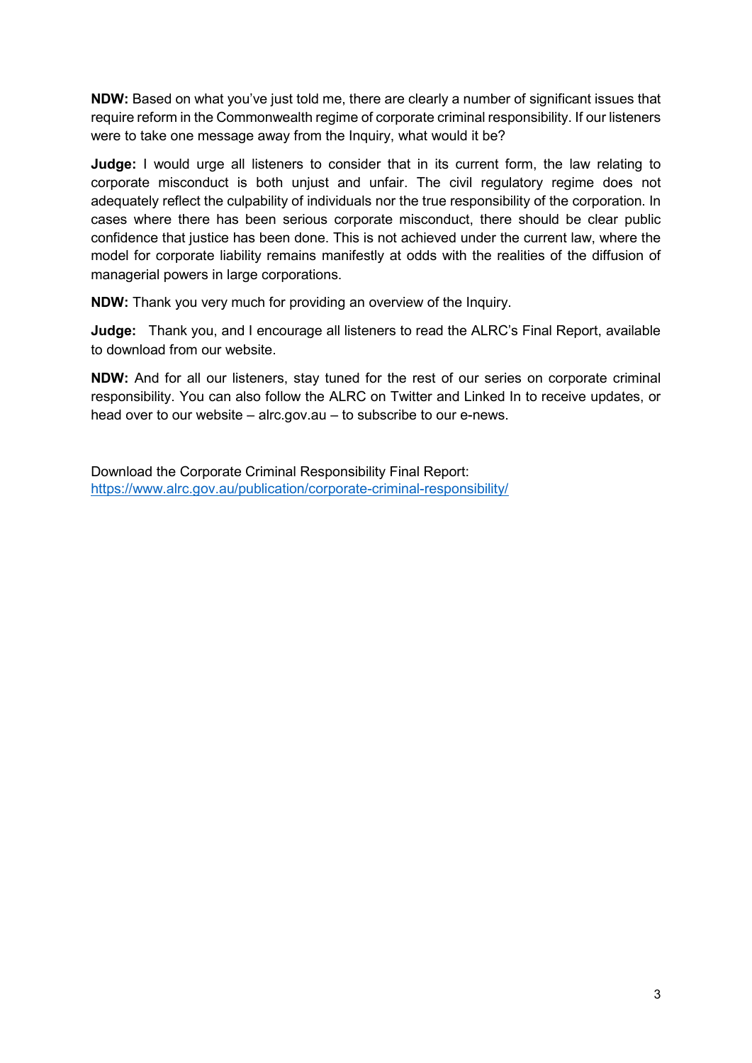**NDW:** Based on what you've just told me, there are clearly a number of significant issues that require reform in the Commonwealth regime of corporate criminal responsibility. If our listeners were to take one message away from the Inquiry, what would it be?

**Judge:** I would urge all listeners to consider that in its current form, the law relating to corporate misconduct is both unjust and unfair. The civil regulatory regime does not adequately reflect the culpability of individuals nor the true responsibility of the corporation. In cases where there has been serious corporate misconduct, there should be clear public confidence that justice has been done. This is not achieved under the current law, where the model for corporate liability remains manifestly at odds with the realities of the diffusion of managerial powers in large corporations.

**NDW:** Thank you very much for providing an overview of the Inquiry.

**Judge:** Thank you, and I encourage all listeners to read the ALRC's Final Report, available to download from our website.

**NDW:** And for all our listeners, stay tuned for the rest of our series on corporate criminal responsibility. You can also follow the ALRC on Twitter and Linked In to receive updates, or head over to our website – alrc.gov.au – to subscribe to our e-news.

Download the Corporate Criminal Responsibility Final Report:
https://www.alrc.gov.au/publication/corporate-criminal-responsibility/